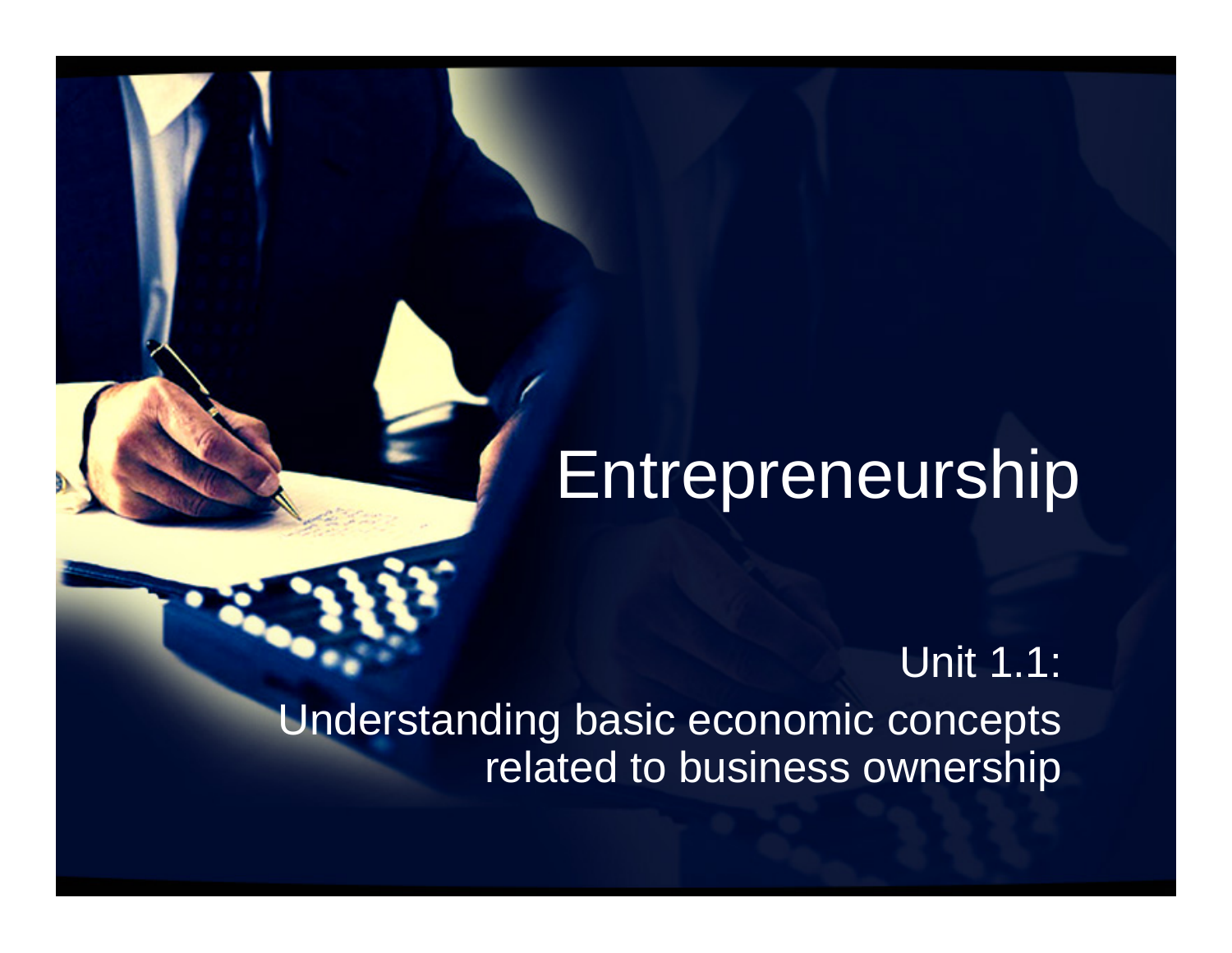# Entrepreneurship

Unit 1.1:
Understanding basic economic concepts related to business ownership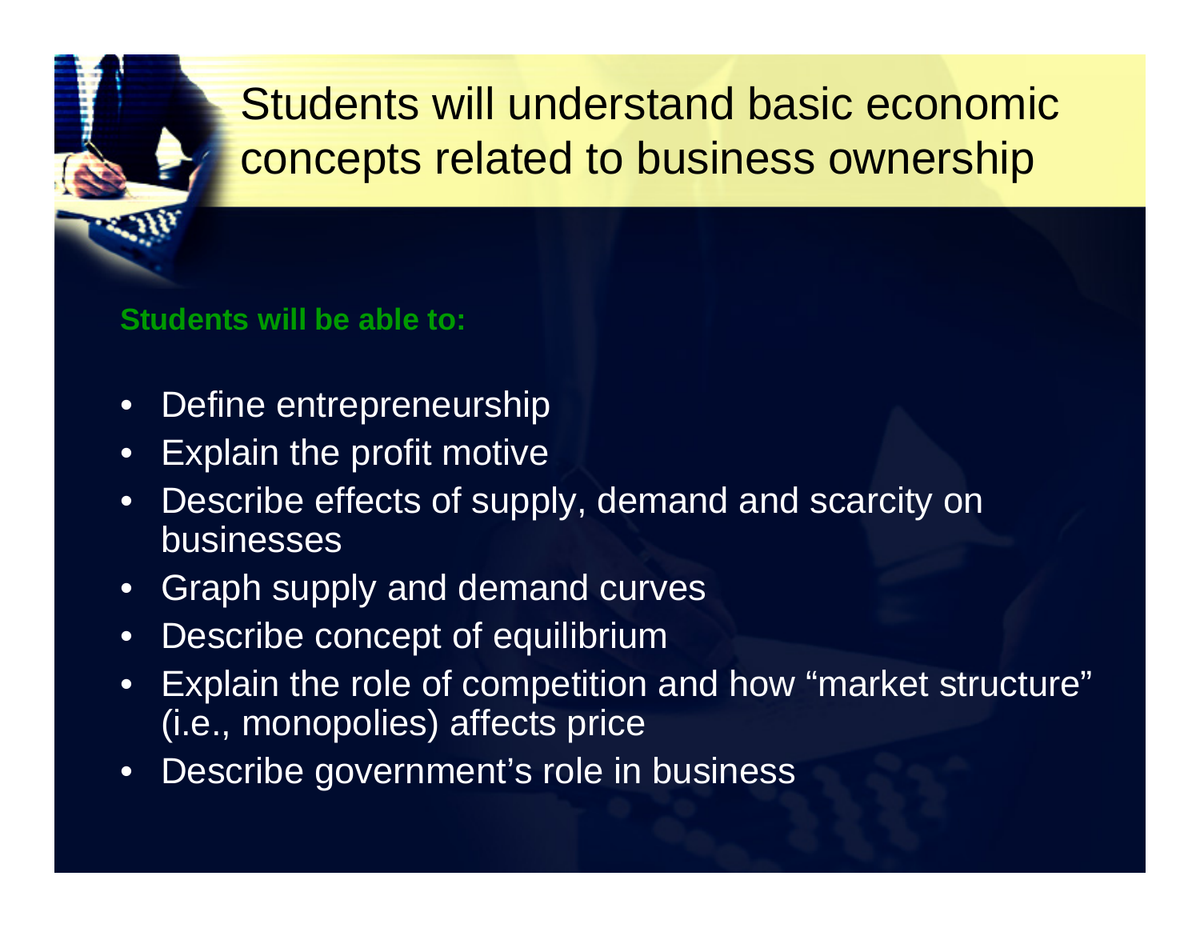# Students will understand basic economic concepts related to business ownership

**Students will be able to:**

- Define entrepreneurship
- Explain the profit motive
- Describe effects of supply, demand and scarcity on businesses
- Graph supply and demand curves
- Describe concept of equilibrium
- Explain the role of competition and how “market structure” (i.e., monopolies) affects price
- Describe government’s role in business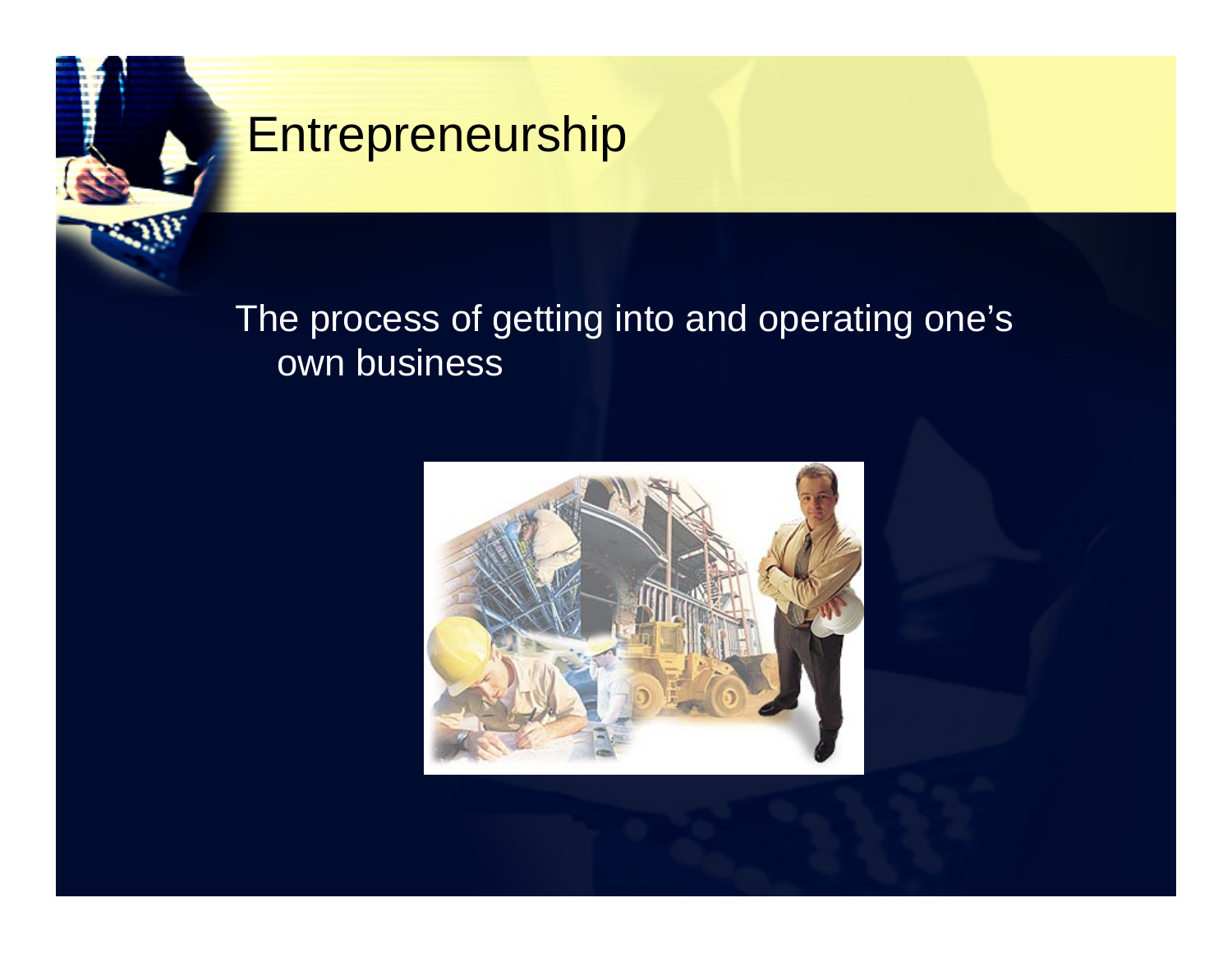# Entrepreneurship

The process of getting into and operating one's own business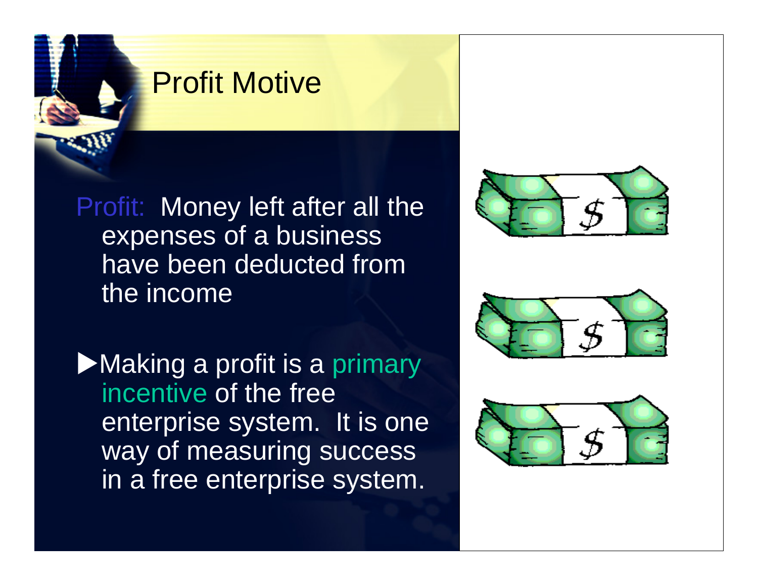# Profit Motive

Profit: Money left after all the expenses of a business have been deducted from the income

- Making a profit is a primary incentive of the free enterprise system. It is one way of measuring success in a free enterprise system.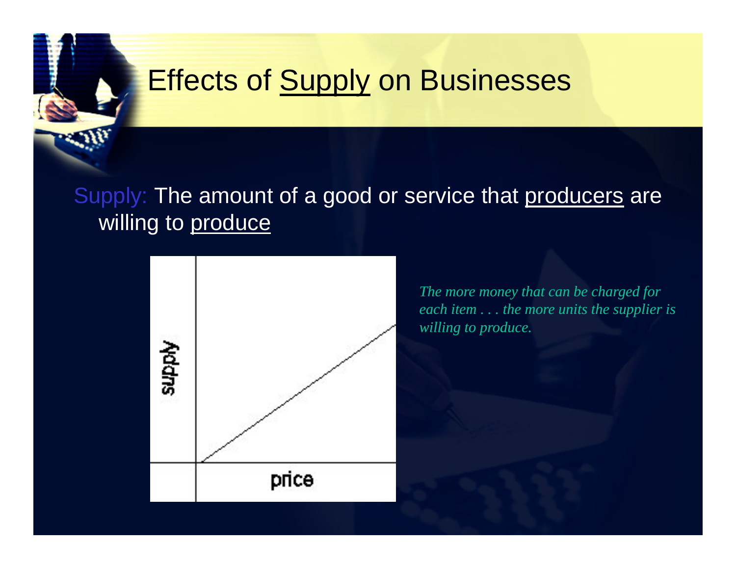# Effects of Supply on Businesses

Supply: The amount of a good or service that producers are willing to produce

*The more money that can be charged for each item . . . the more units the supplier is willing to produce.*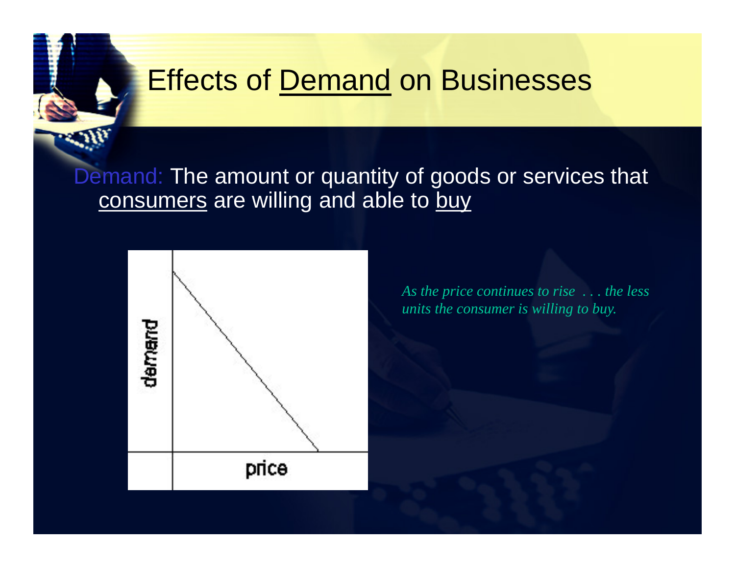# Effects of Demand on Businesses

Demand: The amount or quantity of goods or services that consumers are willing and able to buy

demand

price

*As the price continues to rise . . . the less units the consumer is willing to buy.*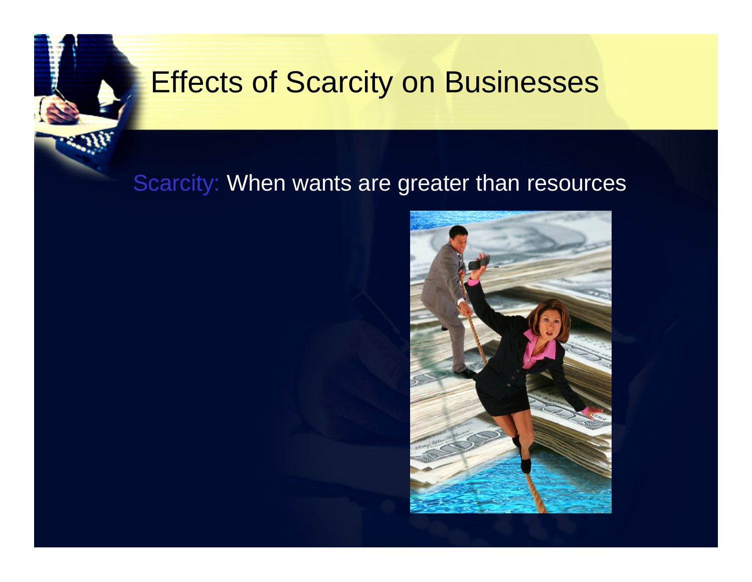# Effects of Scarcity on Businesses

Scarcity: When wants are greater than resources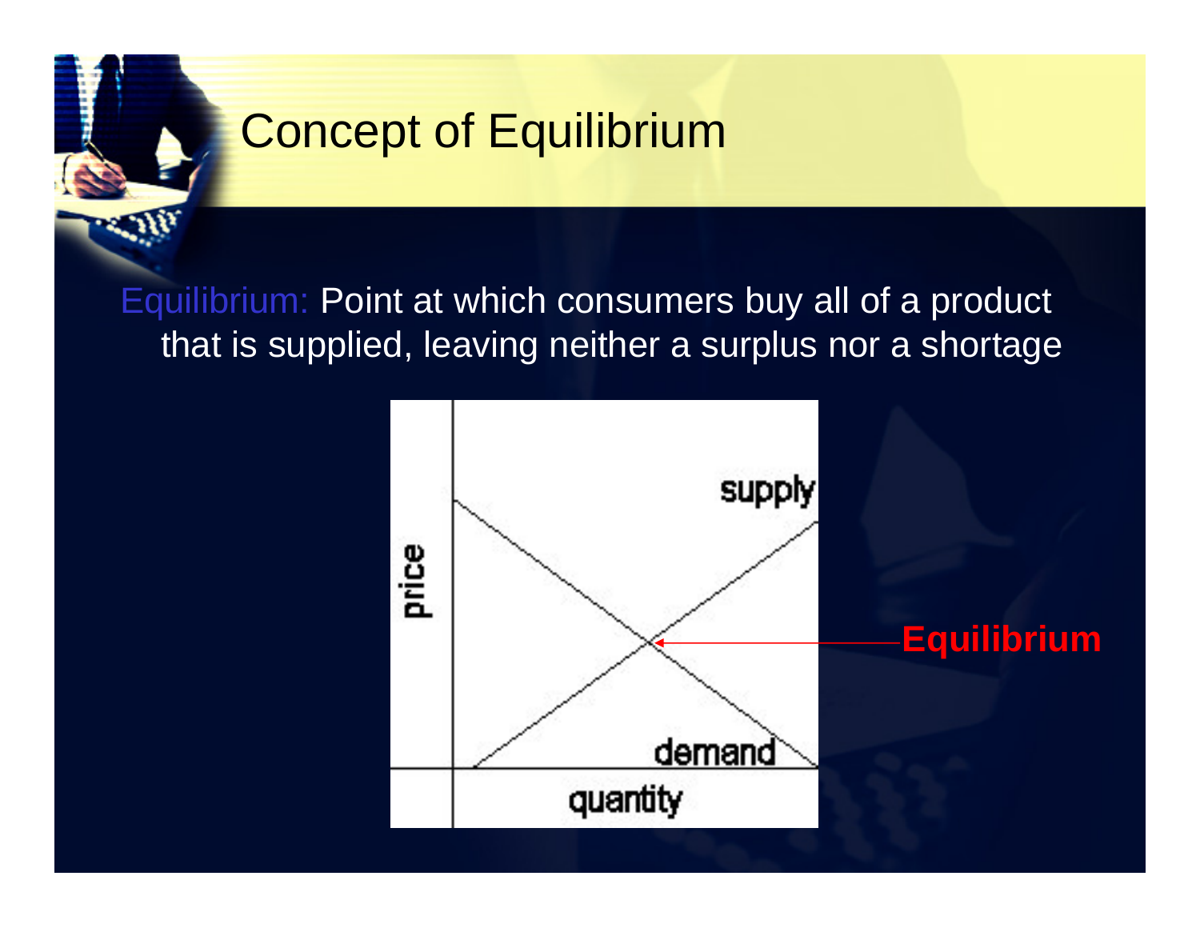# Concept of Equilibrium

Equilibrium: Point at which consumers buy all of a product that is supplied, leaving neither a surplus nor a shortage

**Equilibrium**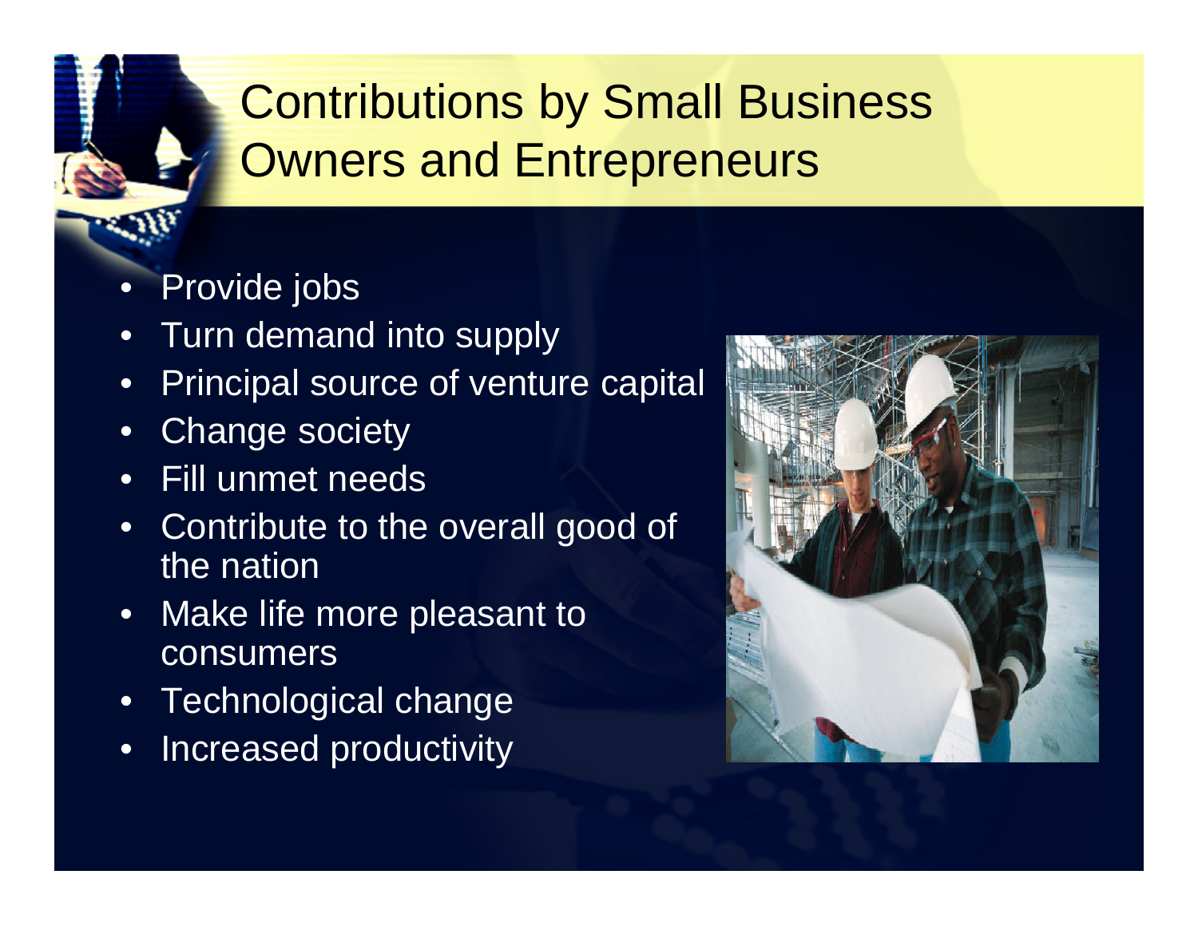# Contributions by Small Business Owners and Entrepreneurs

- Provide jobs
- Turn demand into supply
- Principal source of venture capital
- Change society
- Fill unmet needs
- Contribute to the overall good of the nation
- Make life more pleasant to consumers
- Technological change
- Increased productivity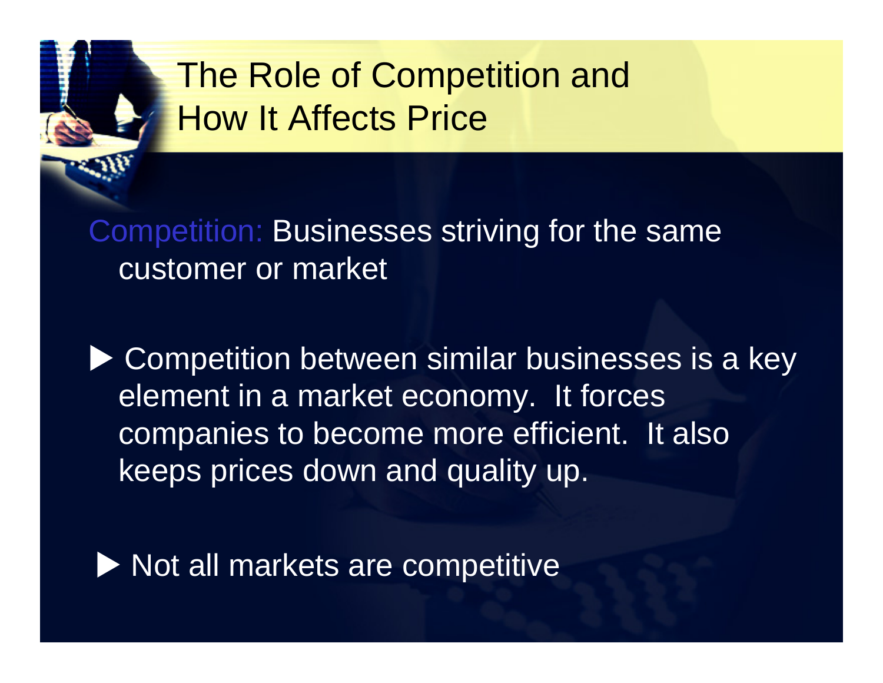# The Role of Competition and How It Affects Price

Competition: Businesses striving for the same customer or market

- Competition between similar businesses is a key element in a market economy. It forces companies to become more efficient. It also keeps prices down and quality up.
- Not all markets are competitive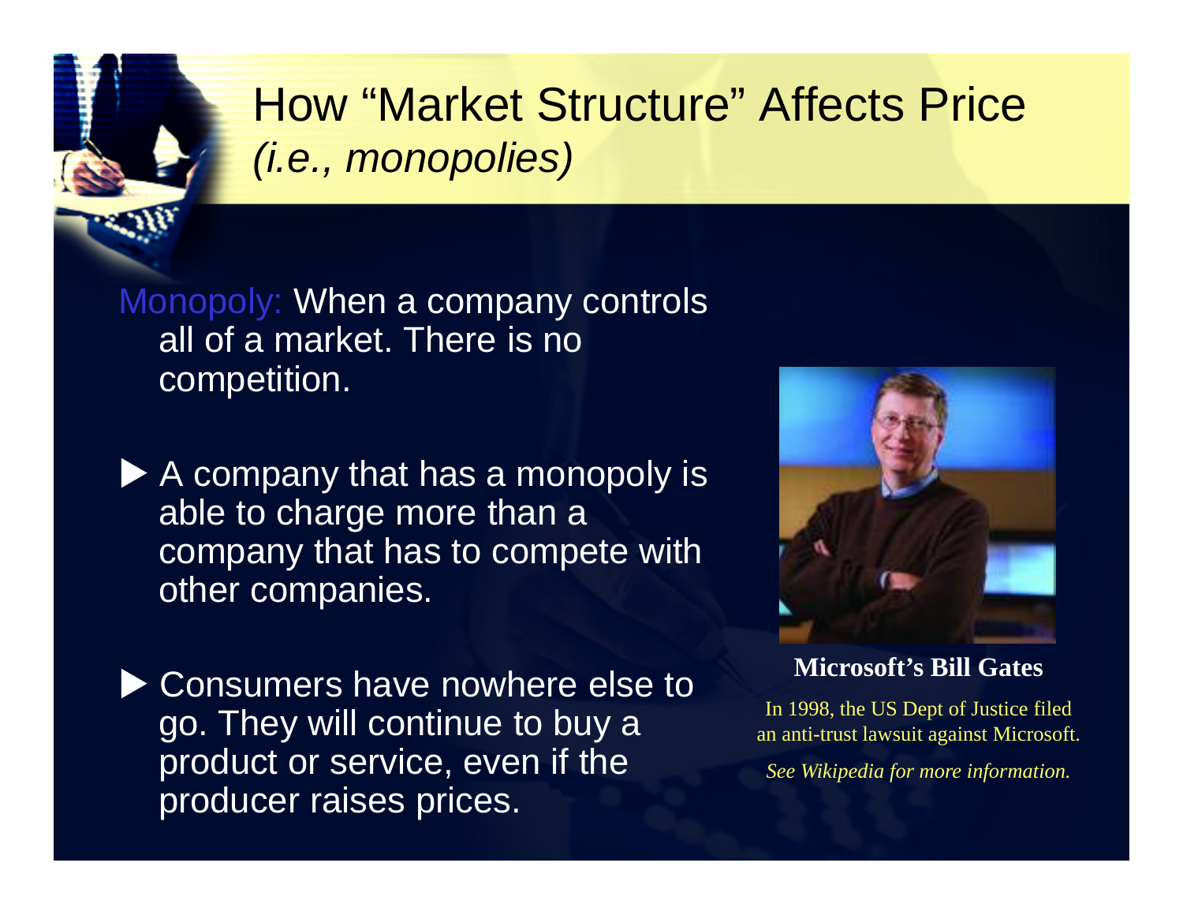# How "Market Structure" Affects Price *(i.e., monopolies)*

Monopoly: When a company controls all of a market. There is no competition.

- A company that has a monopoly is able to charge more than a company that has to compete with other companies.
- Consumers have nowhere else to go. They will continue to buy a product or service, even if the producer raises prices.

**Microsoft's Bill Gates**

In 1998, the US Dept of Justice filed an anti-trust lawsuit against Microsoft.

*See Wikipedia for more information.*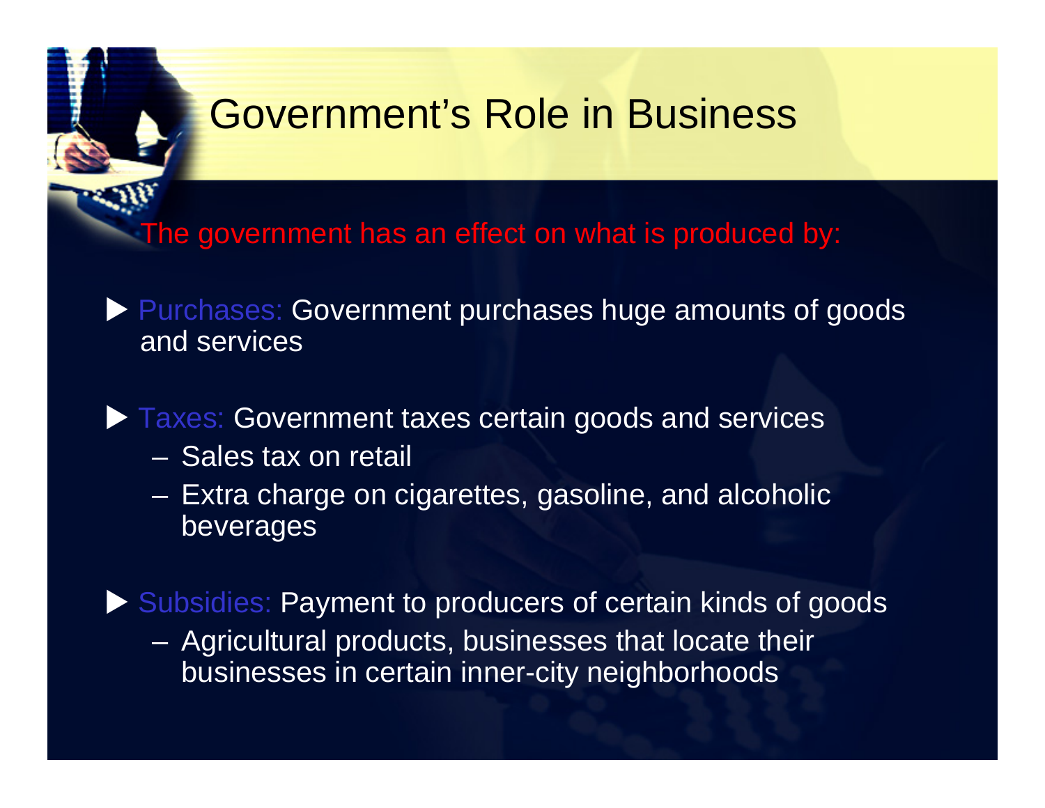# Government's Role in Business

The government has an effect on what is produced by:

- Purchases: Government purchases huge amounts of goods and services

- Taxes: Government taxes certain goods and services
  - Sales tax on retail
  - Extra charge on cigarettes, gasoline, and alcoholic beverages

- Subsidies: Payment to producers of certain kinds of goods
  - Agricultural products, businesses that locate their businesses in certain inner-city neighborhoods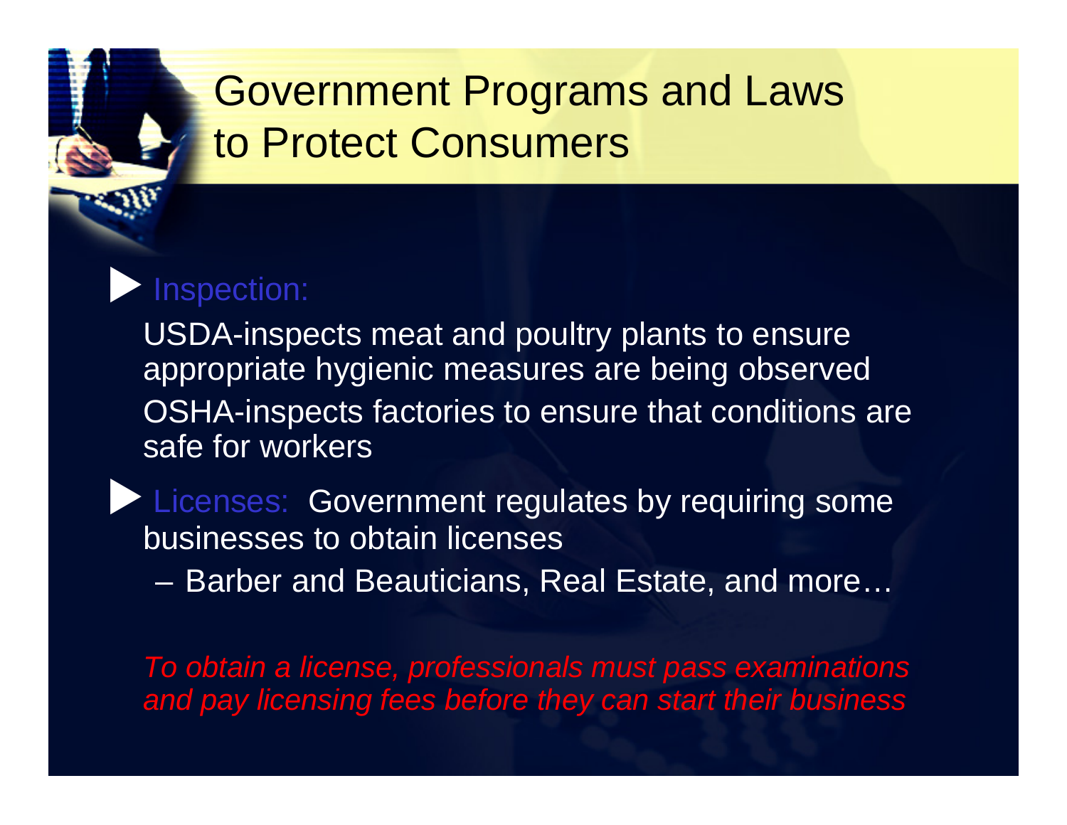# Government Programs and Laws to Protect Consumers

- Inspection:

  USDA-inspects meat and poultry plants to ensure appropriate hygienic measures are being observed

  OSHA-inspects factories to ensure that conditions are safe for workers

- Licenses: Government regulates by requiring some businesses to obtain licenses
  - Barber and Beauticians, Real Estate, and more…

*To obtain a license, professionals must pass examinations and pay licensing fees before they can start their business*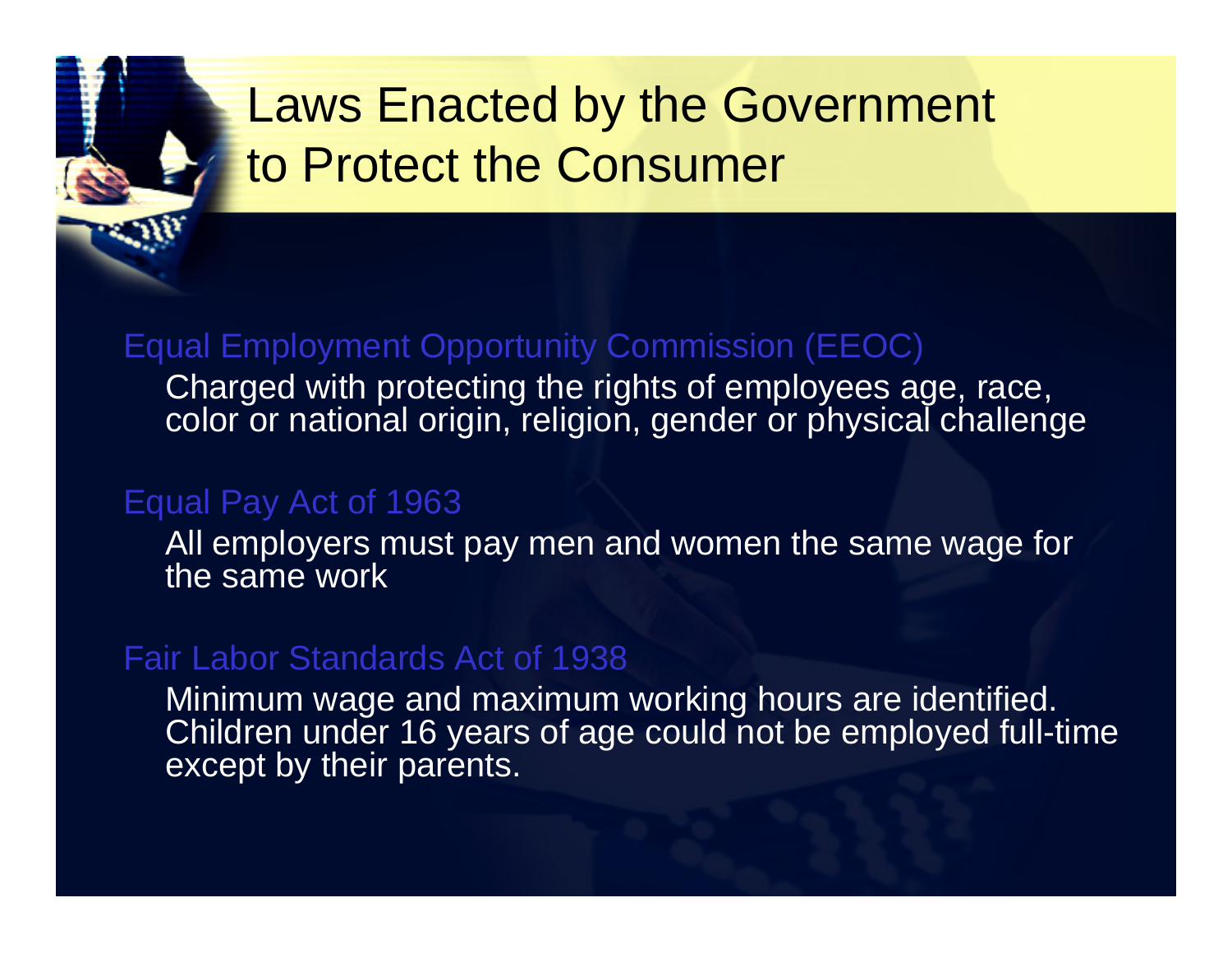# Laws Enacted by the Government to Protect the Consumer

## Equal Employment Opportunity Commission (EEOC)

Charged with protecting the rights of employees age, race, color or national origin, religion, gender or physical challenge

## Equal Pay Act of 1963

All employers must pay men and women the same wage for the same work

## Fair Labor Standards Act of 1938

Minimum wage and maximum working hours are identified. Children under 16 years of age could not be employed full-time except by their parents.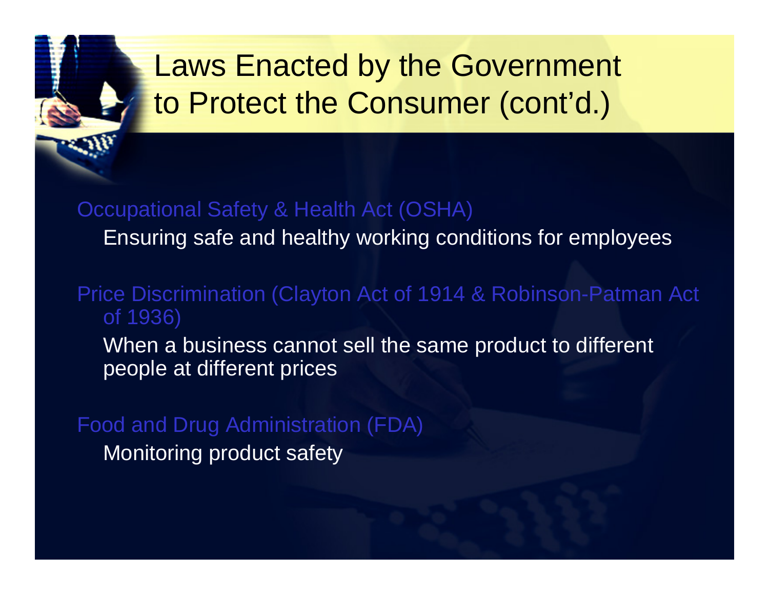# Laws Enacted by the Government to Protect the Consumer (cont'd.)

**Occupational Safety & Health Act (OSHA)**

Ensuring safe and healthy working conditions for employees

**Price Discrimination (Clayton Act of 1914 & Robinson-Patman Act of 1936)**

When a business cannot sell the same product to different people at different prices

**Food and Drug Administration (FDA)**

Monitoring product safety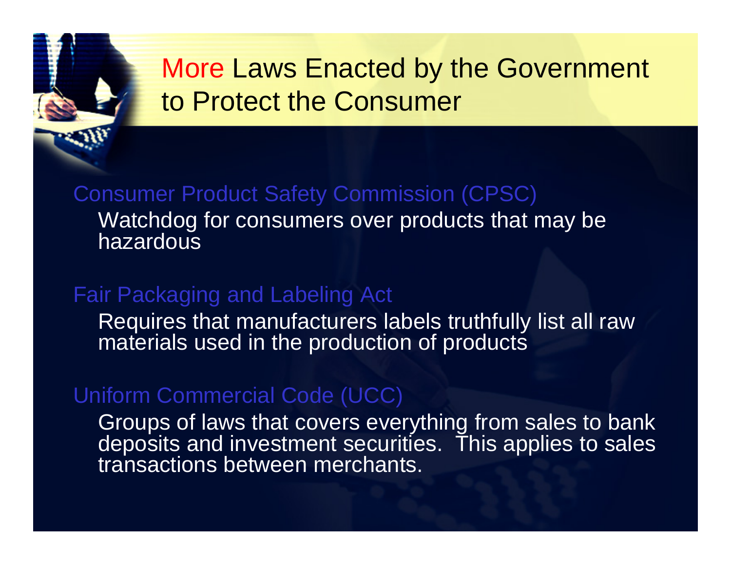# More Laws Enacted by the Government to Protect the Consumer

## Consumer Product Safety Commission (CPSC)

Watchdog for consumers over products that may be hazardous

## Fair Packaging and Labeling Act

Requires that manufacturers labels truthfully list all raw materials used in the production of products

## Uniform Commercial Code (UCC)

Groups of laws that covers everything from sales to bank deposits and investment securities. This applies to sales transactions between merchants.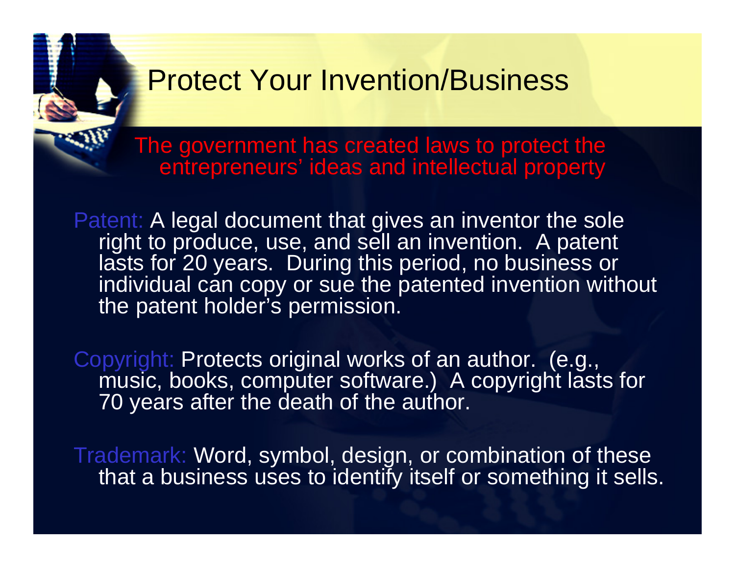# Protect Your Invention/Business

The government has created laws to protect the entrepreneurs' ideas and intellectual property

Patent: A legal document that gives an inventor the sole right to produce, use, and sell an invention. A patent lasts for 20 years. During this period, no business or individual can copy or sue the patented invention without the patent holder's permission.

Copyright: Protects original works of an author. (e.g., music, books, computer software.) A copyright lasts for 70 years after the death of the author.

Trademark: Word, symbol, design, or combination of these that a business uses to identify itself or something it sells.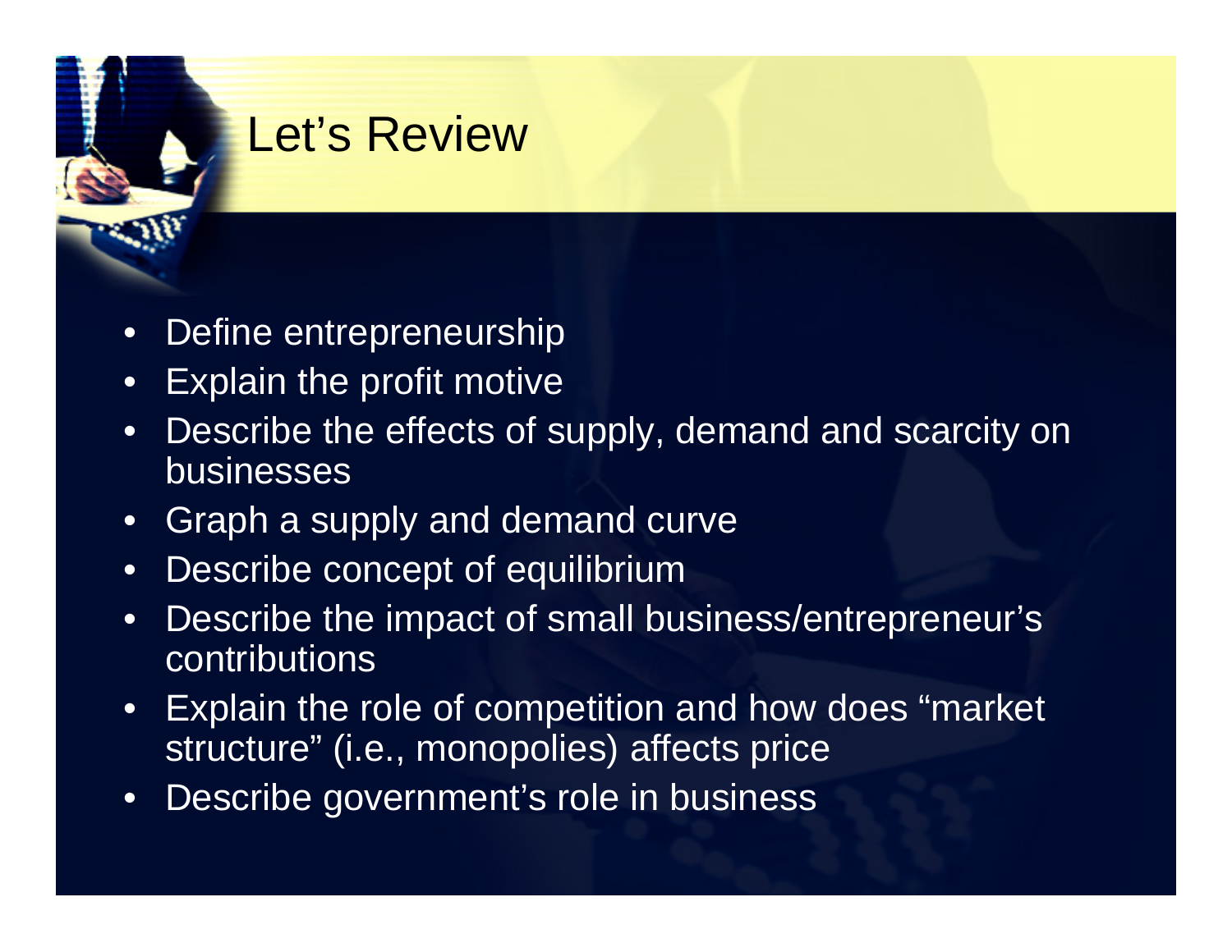# Let's Review

- Define entrepreneurship
- Explain the profit motive
- Describe the effects of supply, demand and scarcity on businesses
- Graph a supply and demand curve
- Describe concept of equilibrium
- Describe the impact of small business/entrepreneur's contributions
- Explain the role of competition and how does "market structure" (i.e., monopolies) affects price
- Describe government's role in business